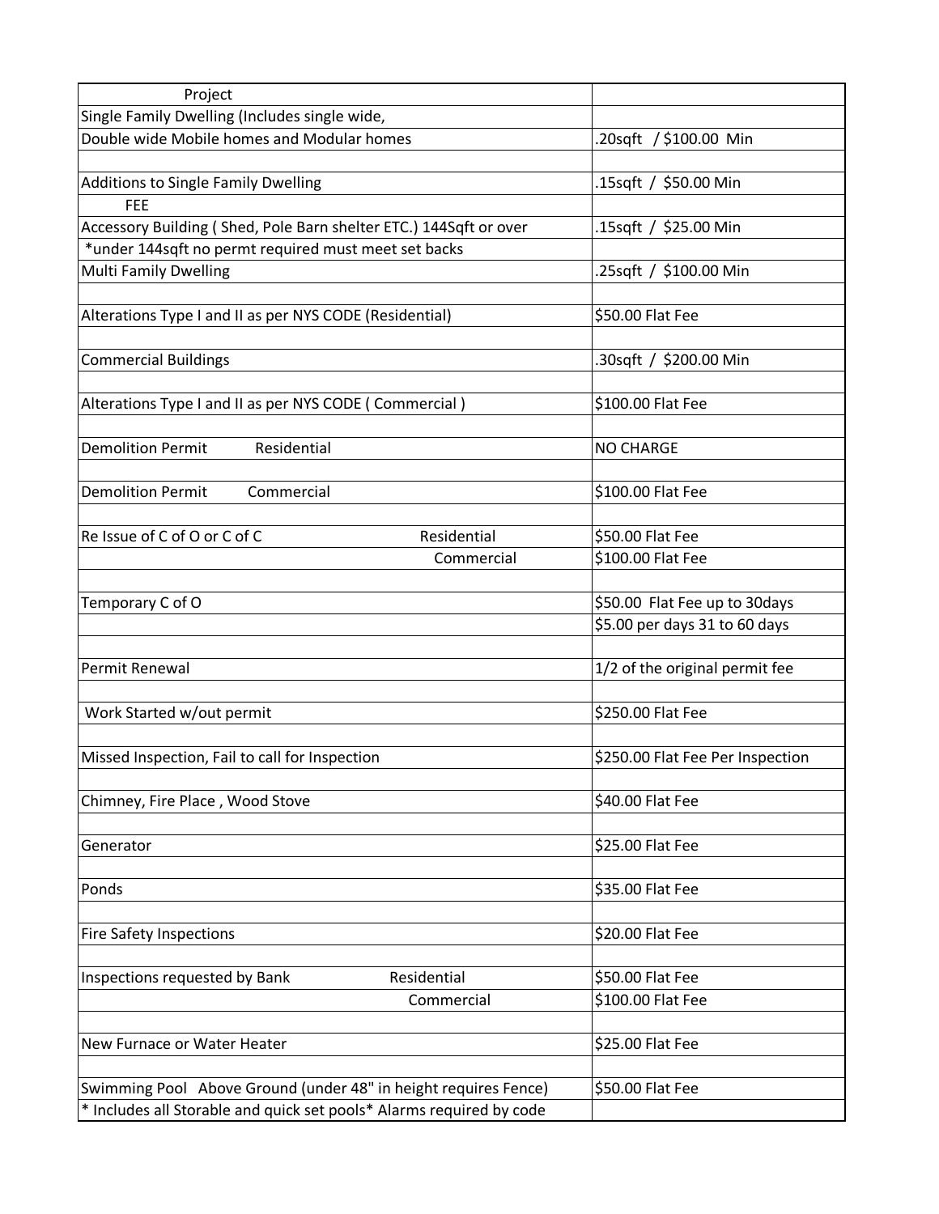| Project | |
|---|---|
| Single Family Dwelling (Includes single wide, | |
| Double wide Mobile homes and Modular homes | .20sqft / $100.00 Min |
| | |
| Additions to Single Family Dwelling | .15sqft / $50.00 Min |
| FEE | |
| Accessory Building ( Shed, Pole Barn shelter ETC.) 144Sqft or over | .15sqft / $25.00 Min |
| *under 144sqft no permt required must meet set backs | |
| Multi Family Dwelling | .25sqft / $100.00 Min |
| | |
| Alterations Type I and II as per NYS CODE (Residential) | $50.00 Flat Fee |
| | |
| Commercial Buildings | .30sqft / $200.00 Min |
| | |
| Alterations Type I and II as per NYS CODE ( Commercial ) | $100.00 Flat Fee |
| | |
| Demolition Permit Residential | NO CHARGE |
| | |
| Demolition Permit Commercial | $100.00 Flat Fee |
| | |
| Re Issue of C of O or C of C Residential | $50.00 Flat Fee |
| Commercial | $100.00 Flat Fee |
| | |
| Temporary C of O | $50.00 Flat Fee up to 30days |
| | $5.00 per days 31 to 60 days |
| | |
| Permit Renewal | 1/2 of the original permit fee |
| | |
| Work Started w/out permit | $250.00 Flat Fee |
| | |
| Missed Inspection, Fail to call for Inspection | $250.00 Flat Fee Per Inspection |
| | |
| Chimney, Fire Place , Wood Stove | $40.00 Flat Fee |
| | |
| Generator | $25.00 Flat Fee |
| | |
| Ponds | $35.00 Flat Fee |
| | |
| Fire Safety Inspections | $20.00 Flat Fee |
| | |
| Inspections requested by Bank Residential | $50.00 Flat Fee |
| Commercial | $100.00 Flat Fee |
| | |
| New Furnace or Water Heater | $25.00 Flat Fee |
| | |
| Swimming Pool Above Ground (under 48" in height requires Fence) | $50.00 Flat Fee |
| * Includes all Storable and quick set pools* Alarms required by code | |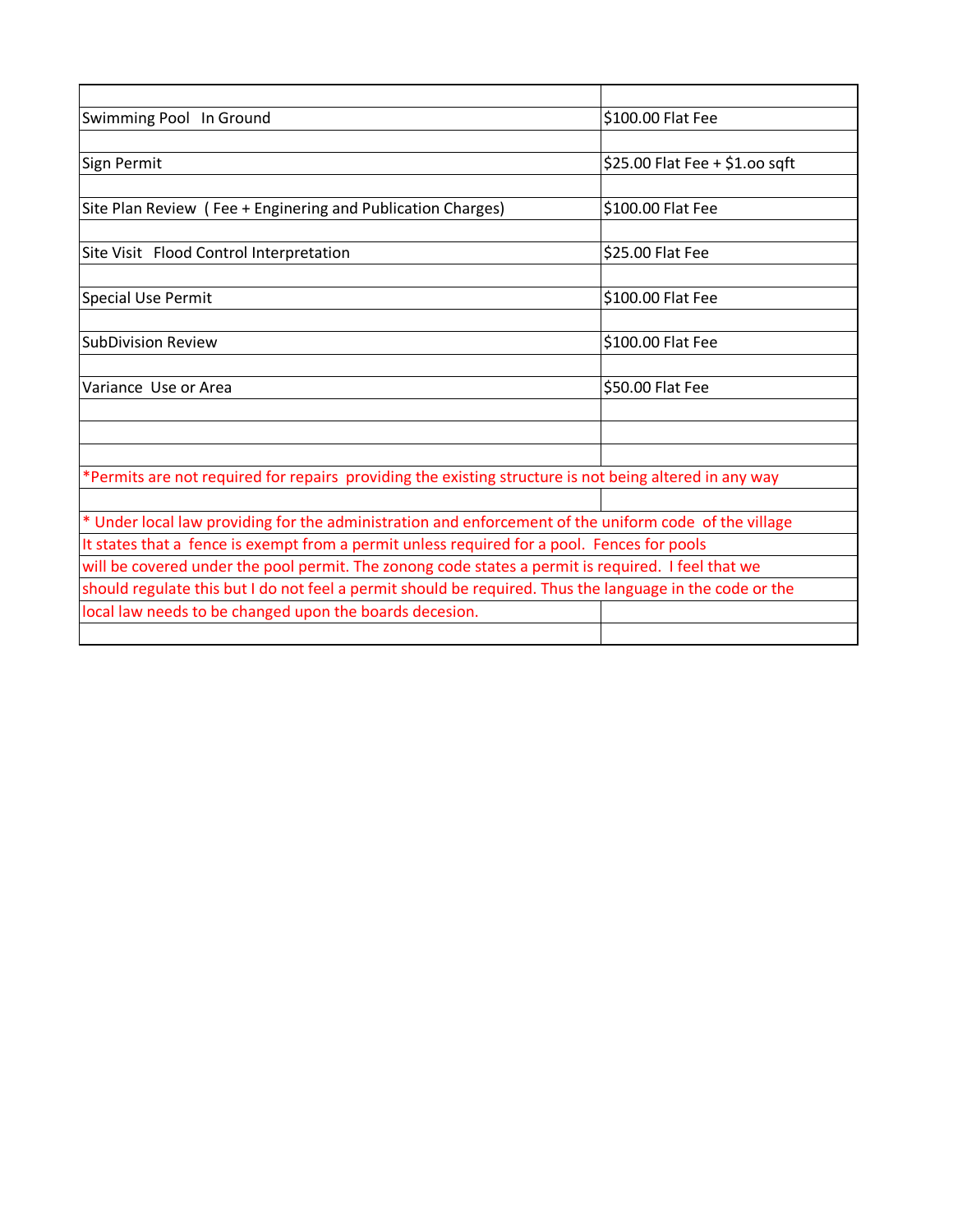| | |
|---|---|
| Swimming Pool In Ground | $100.00 Flat Fee |
| Sign Permit | $25.00 Flat Fee + $1.oo sqft |
| Site Plan Review ( Fee + Enginering and Publication Charges) | $100.00 Flat Fee |
| Site Visit Flood Control Interpretation | $25.00 Flat Fee |
| Special Use Permit | $100.00 Flat Fee |
| SubDivision Review | $100.00 Flat Fee |
| Variance Use or Area | $50.00 Flat Fee |

*Permits are not required for repairs providing the existing structure is not being altered in any way

* Under local law providing for the administration and enforcement of the uniform code of the village It states that a fence is exempt from a permit unless required for a pool. Fences for pools will be covered under the pool permit. The zonong code states a permit is required. I feel that we should regulate this but I do not feel a permit should be required. Thus the language in the code or the local law needs to be changed upon the boards decesion.